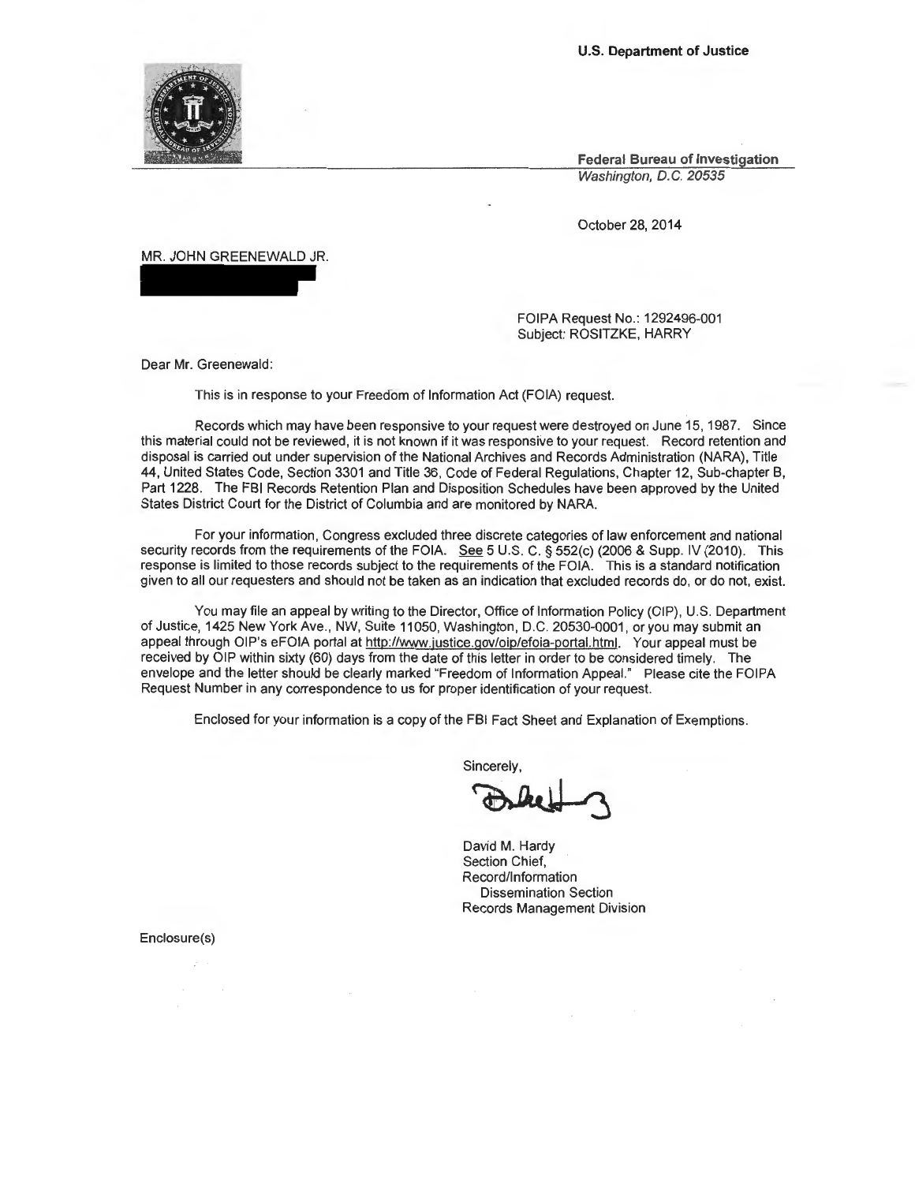**U.S. Department of Justice**

**Federal Bureau of Investigation**
*Washington, D.C. 20535*

October 28, 2014

MR. JOHN GREENEWALD JR.

FOIPA Request No.: 1292496-001
Subject: ROSITZKE, HARRY

Dear Mr. Greenewald:

This is in response to your Freedom of Information Act (FOIA) request.

Records which may have been responsive to your request were destroyed on June 15, 1987. Since this material could not be reviewed, it is not known if it was responsive to your request. Record retention and disposal is carried out under supervision of the National Archives and Records Administration (NARA), Title 44, United States Code, Section 3301 and Title 36, Code of Federal Regulations, Chapter 12, Sub-chapter B, Part 1228. The FBI Records Retention Plan and Disposition Schedules have been approved by the United States District Court for the District of Columbia and are monitored by NARA.

For your information, Congress excluded three discrete categories of law enforcement and national security records from the requirements of the FOIA. See 5 U.S. C. § 552(c) (2006 & Supp. IV (2010). This response is limited to those records subject to the requirements of the FOIA. This is a standard notification given to all our requesters and should not be taken as an indication that excluded records do, or do not, exist.

You may file an appeal by writing to the Director, Office of Information Policy (OIP), U.S. Department of Justice, 1425 New York Ave., NW, Suite 11050, Washington, D.C. 20530-0001, or you may submit an appeal through OIP's eFOIA portal at http://www.justice.gov/oip/efoia-portal.html. Your appeal must be received by OIP within sixty (60) days from the date of this letter in order to be considered timely. The envelope and the letter should be clearly marked "Freedom of Information Appeal." Please cite the FOIPA Request Number in any correspondence to us for proper identification of your request.

Enclosed for your information is a copy of the FBI Fact Sheet and Explanation of Exemptions.

Sincerely,

David M. Hardy
Section Chief,
Record/Information
Dissemination Section
Records Management Division

Enclosure(s)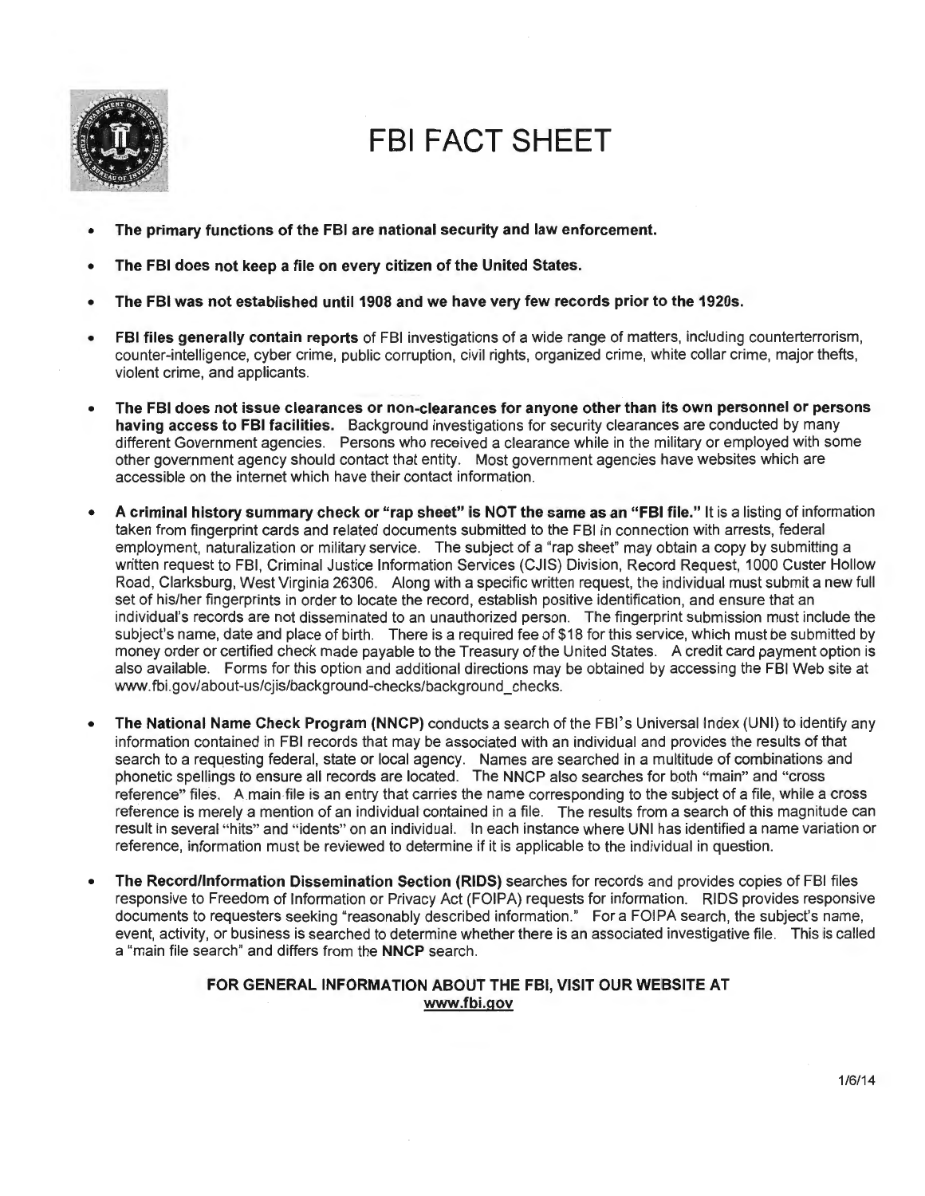# FBI FACT SHEET

- **The primary functions of the FBI are national security and law enforcement.**
- **The FBI does not keep a file on every citizen of the United States.**
- **The FBI was not established until 1908 and we have very few records prior to the 1920s.**
- **FBI files generally contain reports** of FBI investigations of a wide range of matters, including counterterrorism, counter-intelligence, cyber crime, public corruption, civil rights, organized crime, white collar crime, major thefts, violent crime, and applicants.
- **The FBI does not issue clearances or non-clearances for anyone other than its own personnel or persons having access to FBI facilities.** Background investigations for security clearances are conducted by many different Government agencies. Persons who received a clearance while in the military or employed with some other government agency should contact that entity. Most government agencies have websites which are accessible on the internet which have their contact information.
- **A criminal history summary check or "rap sheet" is NOT the same as an "FBI file."** It is a listing of information taken from fingerprint cards and related documents submitted to the FBI in connection with arrests, federal employment, naturalization or military service. The subject of a "rap sheet" may obtain a copy by submitting a written request to FBI, Criminal Justice Information Services (CJIS) Division, Record Request, 1000 Custer Hollow Road, Clarksburg, West Virginia 26306. Along with a specific written request, the individual must submit a new full set of his/her fingerprints in order to locate the record, establish positive identification, and ensure that an individual's records are not disseminated to an unauthorized person. The fingerprint submission must include the subject's name, date and place of birth. There is a required fee of $18 for this service, which must be submitted by money order or certified check made payable to the Treasury of the United States. A credit card payment option is also available. Forms for this option and additional directions may be obtained by accessing the FBI Web site at www.fbi.gov/about-us/cjis/background-checks/background_checks.
- **The National Name Check Program (NNCP)** conducts a search of the FBI's Universal Index (UNI) to identify any information contained in FBI records that may be associated with an individual and provides the results of that search to a requesting federal, state or local agency. Names are searched in a multitude of combinations and phonetic spellings to ensure all records are located. The NNCP also searches for both "main" and "cross reference" files. A main file is an entry that carries the name corresponding to the subject of a file, while a cross reference is merely a mention of an individual contained in a file. The results from a search of this magnitude can result in several "hits" and "idents" on an individual. In each instance where UNI has identified a name variation or reference, information must be reviewed to determine if it is applicable to the individual in question.
- **The Record/Information Dissemination Section (RIDS)** searches for records and provides copies of FBI files responsive to Freedom of Information or Privacy Act (FOIPA) requests for information. RIDS provides responsive documents to requesters seeking "reasonably described information." For a FOIPA search, the subject's name, event, activity, or business is searched to determine whether there is an associated investigative file. This is called a "main file search" and differs from the **NNCP** search.

**FOR GENERAL INFORMATION ABOUT THE FBI, VISIT OUR WEBSITE AT www.fbi.gov**

1/6/14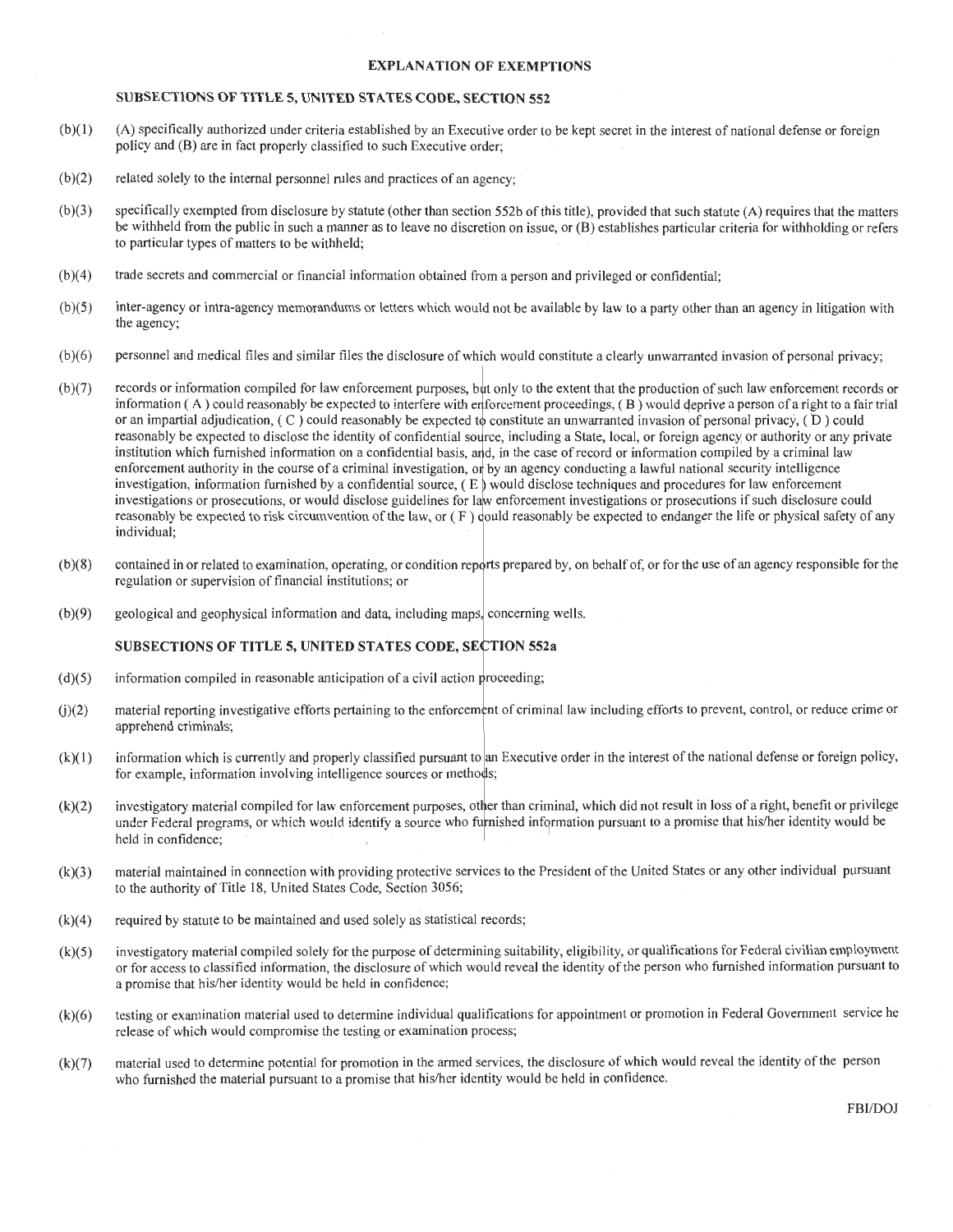## EXPLANATION OF EXEMPTIONS

### SUBSECTIONS OF TITLE 5, UNITED STATES CODE, SECTION 552

(b)(1) (A) specifically authorized under criteria established by an Executive order to be kept secret in the interest of national defense or foreign policy and (B) are in fact properly classified to such Executive order;

(b)(2) related solely to the internal personnel rules and practices of an agency;

(b)(3) specifically exempted from disclosure by statute (other than section 552b of this title), provided that such statute (A) requires that the matters be withheld from the public in such a manner as to leave no discretion on issue, or (B) establishes particular criteria for withholding or refers to particular types of matters to be withheld;

(b)(4) trade secrets and commercial or financial information obtained from a person and privileged or confidential;

(b)(5) inter-agency or intra-agency memorandums or letters which would not be available by law to a party other than an agency in litigation with the agency;

(b)(6) personnel and medical files and similar files the disclosure of which would constitute a clearly unwarranted invasion of personal privacy;

(b)(7) records or information compiled for law enforcement purposes, but only to the extent that the production of such law enforcement records or information ( A ) could reasonably be expected to interfere with enforcement proceedings, ( B ) would deprive a person of a right to a fair trial or an impartial adjudication, ( C ) could reasonably be expected to constitute an unwarranted invasion of personal privacy, ( D ) could reasonably be expected to disclose the identity of confidential source, including a State, local, or foreign agency or authority or any private institution which furnished information on a confidential basis, and, in the case of record or information compiled by a criminal law enforcement authority in the course of a criminal investigation, or by an agency conducting a lawful national security intelligence investigation, information furnished by a confidential source, ( E ) would disclose techniques and procedures for law enforcement investigations or prosecutions, or would disclose guidelines for law enforcement investigations or prosecutions if such disclosure could reasonably be expected to risk circumvention of the law, or ( F ) could reasonably be expected to endanger the life or physical safety of any individual;

(b)(8) contained in or related to examination, operating, or condition reports prepared by, on behalf of, or for the use of an agency responsible for the regulation or supervision of financial institutions; or

(b)(9) geological and geophysical information and data, including maps, concerning wells.

### SUBSECTIONS OF TITLE 5, UNITED STATES CODE, SECTION 552a

(d)(5) information compiled in reasonable anticipation of a civil action proceeding;

(j)(2) material reporting investigative efforts pertaining to the enforcement of criminal law including efforts to prevent, control, or reduce crime or apprehend criminals;

(k)(1) information which is currently and properly classified pursuant to an Executive order in the interest of the national defense or foreign policy, for example, information involving intelligence sources or methods;

(k)(2) investigatory material compiled for law enforcement purposes, other than criminal, which did not result in loss of a right, benefit or privilege under Federal programs, or which would identify a source who furnished information pursuant to a promise that his/her identity would be held in confidence;

(k)(3) material maintained in connection with providing protective services to the President of the United States or any other individual pursuant to the authority of Title 18, United States Code, Section 3056;

(k)(4) required by statute to be maintained and used solely as statistical records;

(k)(5) investigatory material compiled solely for the purpose of determining suitability, eligibility, or qualifications for Federal civilian employment or for access to classified information, the disclosure of which would reveal the identity of the person who furnished information pursuant to a promise that his/her identity would be held in confidence;

(k)(6) testing or examination material used to determine individual qualifications for appointment or promotion in Federal Government service he release of which would compromise the testing or examination process;

(k)(7) material used to determine potential for promotion in the armed services, the disclosure of which would reveal the identity of the person who furnished the material pursuant to a promise that his/her identity would be held in confidence.

FBI/DOJ